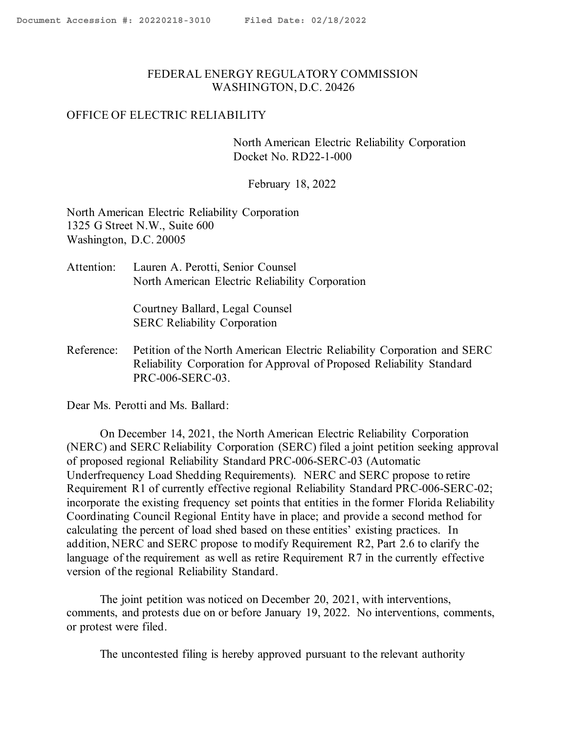FEDERAL ENERGY REGULATORY COMMISSION
WASHINGTON, D.C. 20426

OFFICE OF ELECTRIC RELIABILITY

North American Electric Reliability Corporation
Docket No. RD22-1-000

February 18, 2022

North American Electric Reliability Corporation
1325 G Street N.W., Suite 600
Washington, D.C. 20005

Attention: Lauren A. Perotti, Senior Counsel
North American Electric Reliability Corporation

Courtney Ballard, Legal Counsel
SERC Reliability Corporation

Reference: Petition of the North American Electric Reliability Corporation and SERC Reliability Corporation for Approval of Proposed Reliability Standard PRC-006-SERC-03.

Dear Ms. Perotti and Ms. Ballard:

On December 14, 2021, the North American Electric Reliability Corporation (NERC) and SERC Reliability Corporation (SERC) filed a joint petition seeking approval of proposed regional Reliability Standard PRC-006-SERC-03 (Automatic Underfrequency Load Shedding Requirements). NERC and SERC propose to retire Requirement R1 of currently effective regional Reliability Standard PRC-006-SERC-02; incorporate the existing frequency set points that entities in the former Florida Reliability Coordinating Council Regional Entity have in place; and provide a second method for calculating the percent of load shed based on these entities' existing practices. In addition, NERC and SERC propose to modify Requirement R2, Part 2.6 to clarify the language of the requirement as well as retire Requirement R7 in the currently effective version of the regional Reliability Standard.

The joint petition was noticed on December 20, 2021, with interventions, comments, and protests due on or before January 19, 2022. No interventions, comments, or protest were filed.

The uncontested filing is hereby approved pursuant to the relevant authority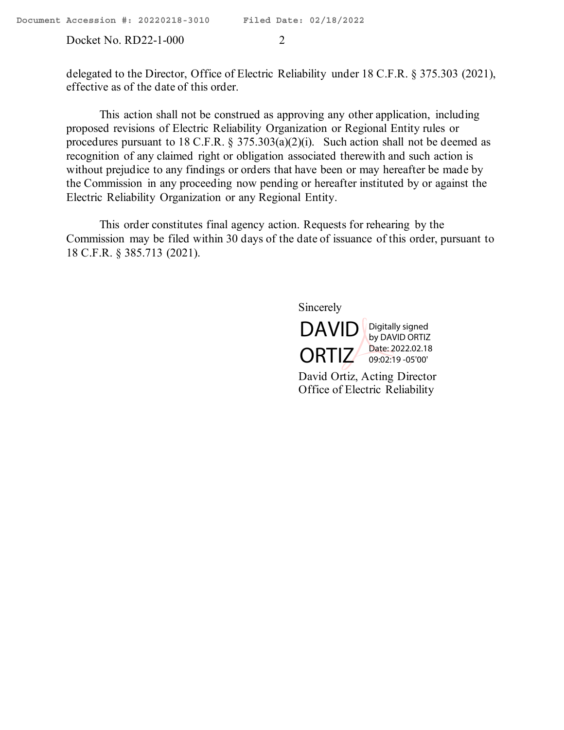delegated to the Director, Office of Electric Reliability under 18 C.F.R. § 375.303 (2021), effective as of the date of this order.

This action shall not be construed as approving any other application, including proposed revisions of Electric Reliability Organization or Regional Entity rules or procedures pursuant to 18 C.F.R. § 375.303(a)(2)(i). Such action shall not be deemed as recognition of any claimed right or obligation associated therewith and such action is without prejudice to any findings or orders that have been or may hereafter be made by the Commission in any proceeding now pending or hereafter instituted by or against the Electric Reliability Organization or any Regional Entity.

This order constitutes final agency action. Requests for rehearing by the Commission may be filed within 30 days of the date of issuance of this order, pursuant to 18 C.F.R. § 385.713 (2021).

Sincerely

DAVID ORTIZ Digitally signed by DAVID ORTIZ Date: 2022.02.18 09:02:19 -05'00'

David Ortiz, Acting Director
Office of Electric Reliability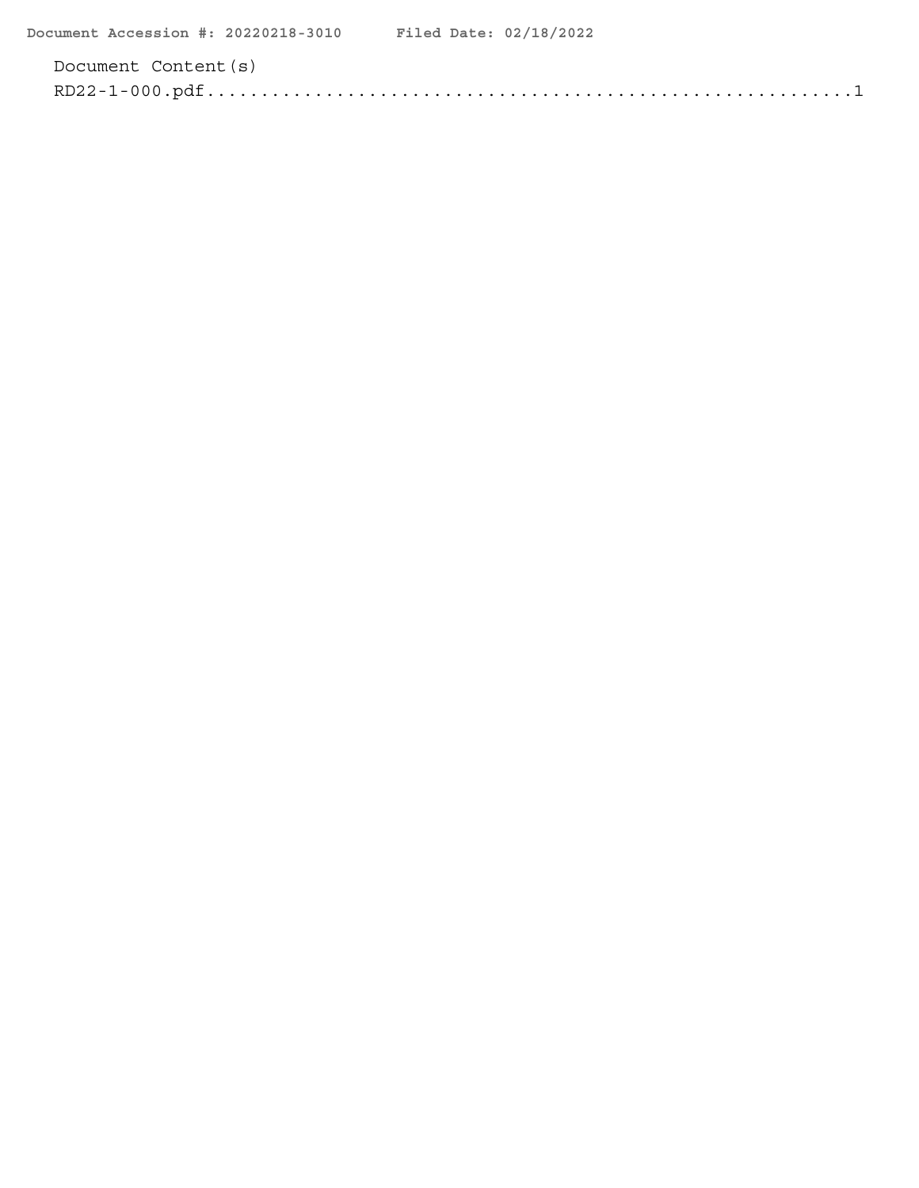Document Accession #: 20220218-3010 Filed Date: 02/18/2022

Document Content(s)

RD22-1-000.pdf.....................................................1